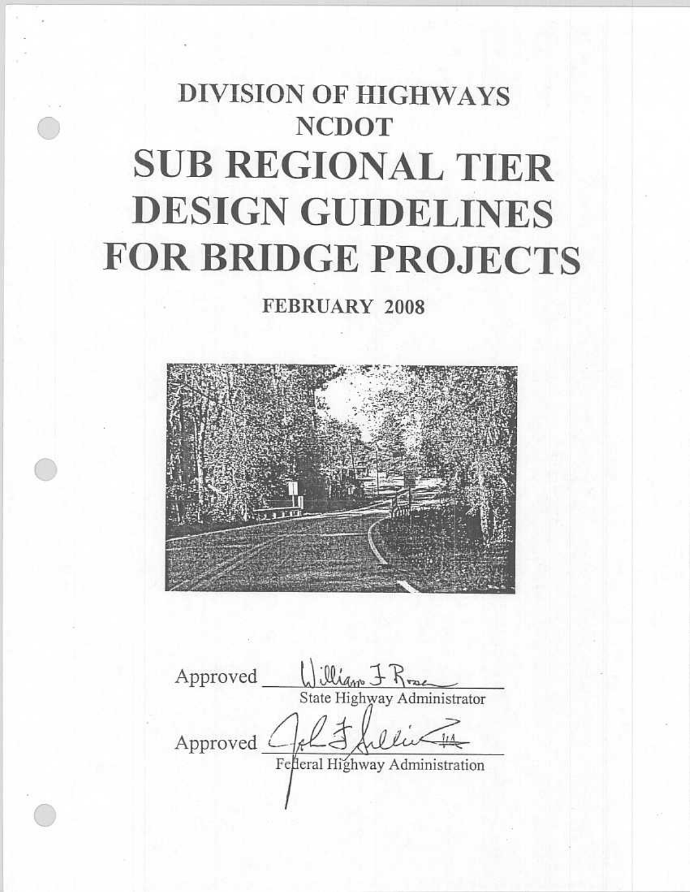# DIVISION OF HIGHWAYS
# NCDOT
# SUB REGIONAL TIER DESIGN GUIDELINES FOR BRIDGE PROJECTS

**FEBRUARY 2008**

Approved William F Rosser
State Highway Administrator

Approved John F Sullivan
Federal Highway Administration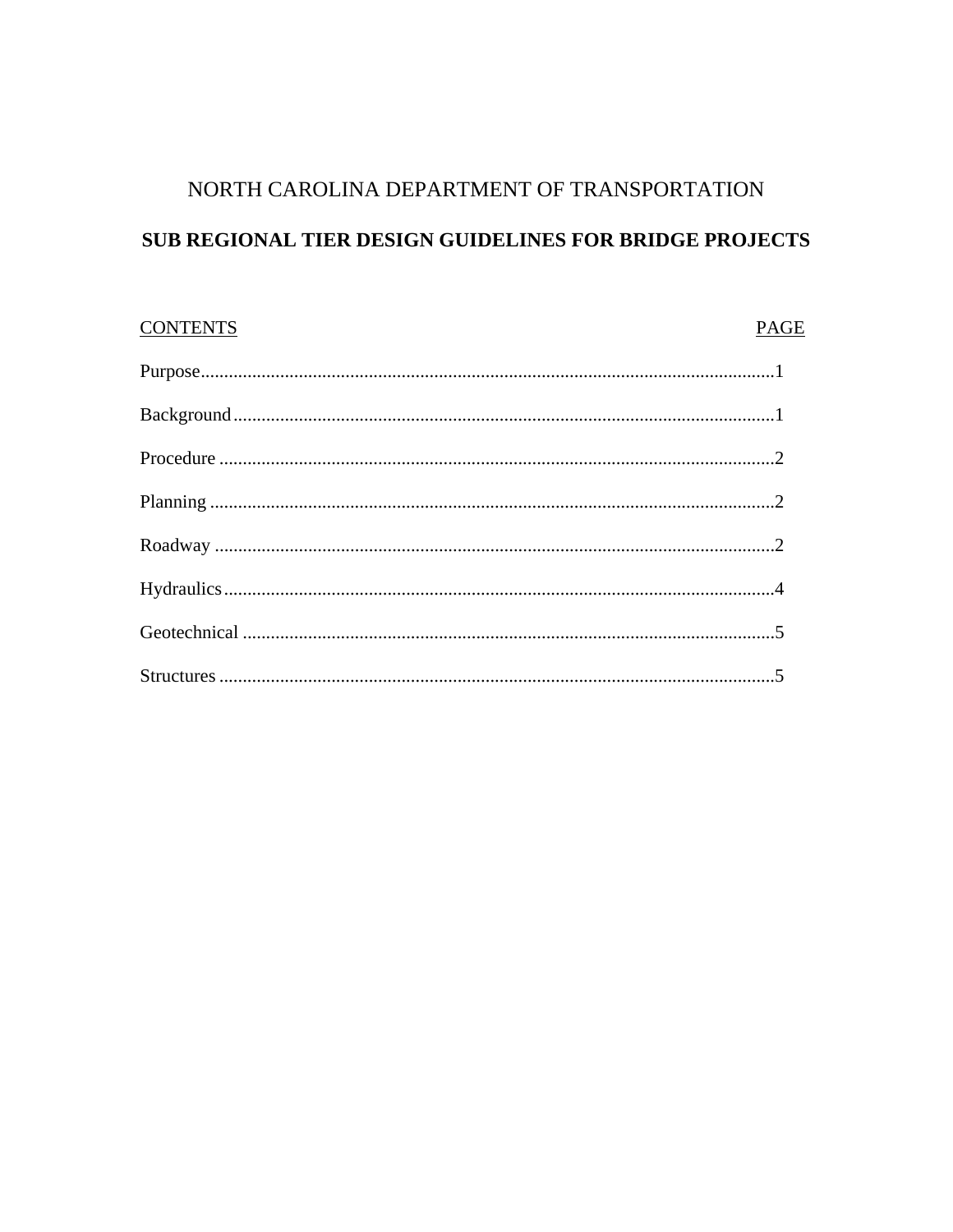# NORTH CAROLINA DEPARTMENT OF TRANSPORTATION

## SUB REGIONAL TIER DESIGN GUIDELINES FOR BRIDGE PROJECTS

| CONTENTS | PAGE |
| --- | --- |
| Purpose | 1 |
| Background | 1 |
| Procedure | 2 |
| Planning | 2 |
| Roadway | 2 |
| Hydraulics | 4 |
| Geotechnical | 5 |
| Structures | 5 |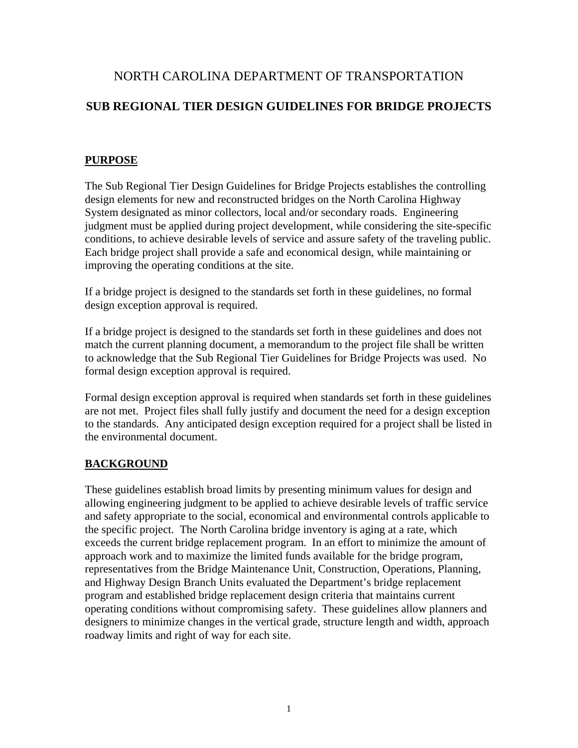# NORTH CAROLINA DEPARTMENT OF TRANSPORTATION

## SUB REGIONAL TIER DESIGN GUIDELINES FOR BRIDGE PROJECTS

### PURPOSE

The Sub Regional Tier Design Guidelines for Bridge Projects establishes the controlling design elements for new and reconstructed bridges on the North Carolina Highway System designated as minor collectors, local and/or secondary roads. Engineering judgment must be applied during project development, while considering the site-specific conditions, to achieve desirable levels of service and assure safety of the traveling public. Each bridge project shall provide a safe and economical design, while maintaining or improving the operating conditions at the site.

If a bridge project is designed to the standards set forth in these guidelines, no formal design exception approval is required.

If a bridge project is designed to the standards set forth in these guidelines and does not match the current planning document, a memorandum to the project file shall be written to acknowledge that the Sub Regional Tier Guidelines for Bridge Projects was used. No formal design exception approval is required.

Formal design exception approval is required when standards set forth in these guidelines are not met. Project files shall fully justify and document the need for a design exception to the standards. Any anticipated design exception required for a project shall be listed in the environmental document.

### BACKGROUND

These guidelines establish broad limits by presenting minimum values for design and allowing engineering judgment to be applied to achieve desirable levels of traffic service and safety appropriate to the social, economical and environmental controls applicable to the specific project. The North Carolina bridge inventory is aging at a rate, which exceeds the current bridge replacement program. In an effort to minimize the amount of approach work and to maximize the limited funds available for the bridge program, representatives from the Bridge Maintenance Unit, Construction, Operations, Planning, and Highway Design Branch Units evaluated the Department's bridge replacement program and established bridge replacement design criteria that maintains current operating conditions without compromising safety. These guidelines allow planners and designers to minimize changes in the vertical grade, structure length and width, approach roadway limits and right of way for each site.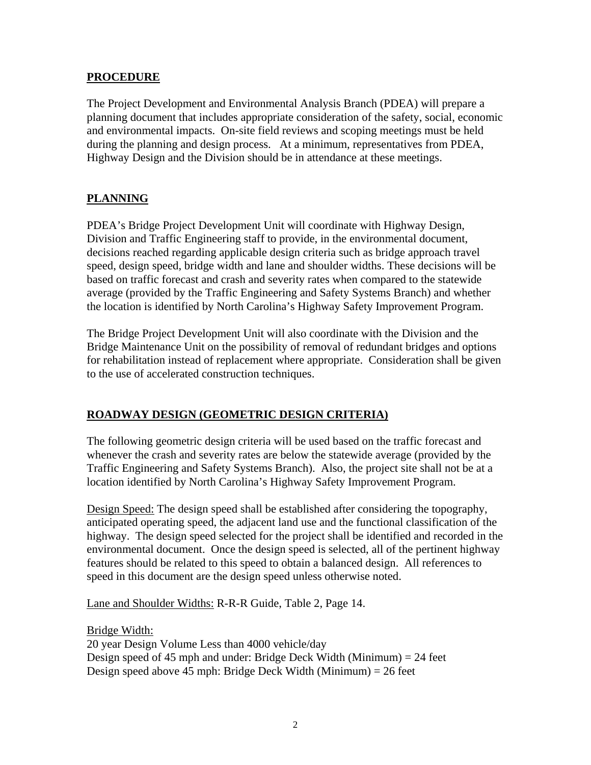## PROCEDURE

The Project Development and Environmental Analysis Branch (PDEA) will prepare a planning document that includes appropriate consideration of the safety, social, economic and environmental impacts. On-site field reviews and scoping meetings must be held during the planning and design process. At a minimum, representatives from PDEA, Highway Design and the Division should be in attendance at these meetings.

## PLANNING

PDEA's Bridge Project Development Unit will coordinate with Highway Design, Division and Traffic Engineering staff to provide, in the environmental document, decisions reached regarding applicable design criteria such as bridge approach travel speed, design speed, bridge width and lane and shoulder widths. These decisions will be based on traffic forecast and crash and severity rates when compared to the statewide average (provided by the Traffic Engineering and Safety Systems Branch) and whether the location is identified by North Carolina's Highway Safety Improvement Program.

The Bridge Project Development Unit will also coordinate with the Division and the Bridge Maintenance Unit on the possibility of removal of redundant bridges and options for rehabilitation instead of replacement where appropriate. Consideration shall be given to the use of accelerated construction techniques.

## ROADWAY DESIGN (GEOMETRIC DESIGN CRITERIA)

The following geometric design criteria will be used based on the traffic forecast and whenever the crash and severity rates are below the statewide average (provided by the Traffic Engineering and Safety Systems Branch). Also, the project site shall not be at a location identified by North Carolina's Highway Safety Improvement Program.

Design Speed: The design speed shall be established after considering the topography, anticipated operating speed, the adjacent land use and the functional classification of the highway. The design speed selected for the project shall be identified and recorded in the environmental document. Once the design speed is selected, all of the pertinent highway features should be related to this speed to obtain a balanced design. All references to speed in this document are the design speed unless otherwise noted.

Lane and Shoulder Widths: R-R-R Guide, Table 2, Page 14.

Bridge Width:
20 year Design Volume Less than 4000 vehicle/day
Design speed of 45 mph and under: Bridge Deck Width (Minimum) = 24 feet
Design speed above 45 mph: Bridge Deck Width (Minimum) = 26 feet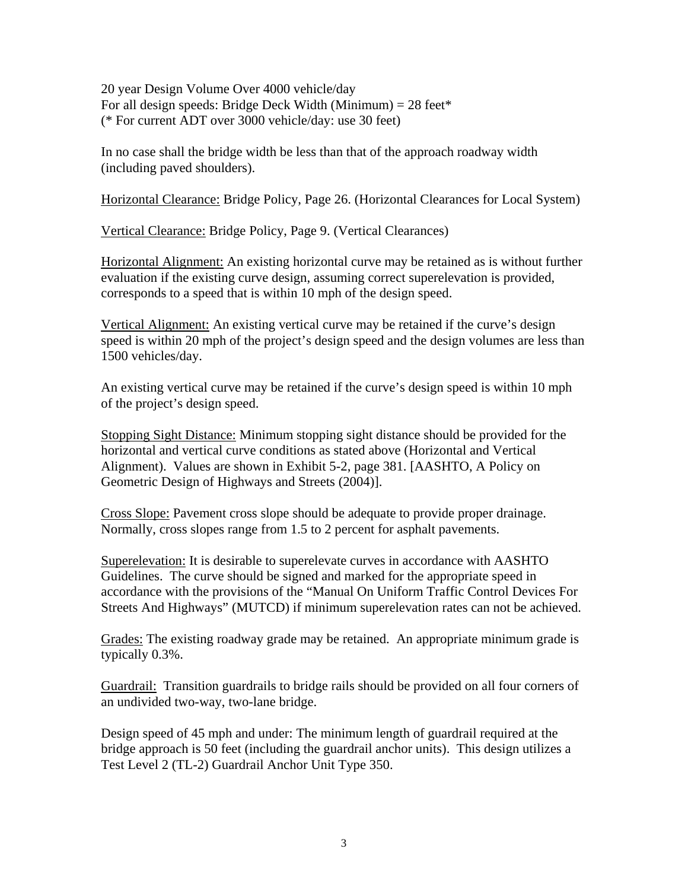20 year Design Volume Over 4000 vehicle/day
For all design speeds: Bridge Deck Width (Minimum) = 28 feet*
(* For current ADT over 3000 vehicle/day: use 30 feet)

In no case shall the bridge width be less than that of the approach roadway width (including paved shoulders).

<u>Horizontal Clearance:</u> Bridge Policy, Page 26. (Horizontal Clearances for Local System)

<u>Vertical Clearance:</u> Bridge Policy, Page 9. (Vertical Clearances)

<u>Horizontal Alignment:</u> An existing horizontal curve may be retained as is without further evaluation if the existing curve design, assuming correct superelevation is provided, corresponds to a speed that is within 10 mph of the design speed.

<u>Vertical Alignment:</u> An existing vertical curve may be retained if the curve's design speed is within 20 mph of the project's design speed and the design volumes are less than 1500 vehicles/day.

An existing vertical curve may be retained if the curve's design speed is within 10 mph of the project's design speed.

<u>Stopping Sight Distance:</u> Minimum stopping sight distance should be provided for the horizontal and vertical curve conditions as stated above (Horizontal and Vertical Alignment). Values are shown in Exhibit 5-2, page 381. [AASHTO, A Policy on Geometric Design of Highways and Streets (2004)].

<u>Cross Slope:</u> Pavement cross slope should be adequate to provide proper drainage. Normally, cross slopes range from 1.5 to 2 percent for asphalt pavements.

<u>Superelevation:</u> It is desirable to superelevate curves in accordance with AASHTO Guidelines. The curve should be signed and marked for the appropriate speed in accordance with the provisions of the "Manual On Uniform Traffic Control Devices For Streets And Highways" (MUTCD) if minimum superelevation rates can not be achieved.

<u>Grades:</u> The existing roadway grade may be retained. An appropriate minimum grade is typically 0.3%.

<u>Guardrail:</u> Transition guardrails to bridge rails should be provided on all four corners of an undivided two-way, two-lane bridge.

Design speed of 45 mph and under: The minimum length of guardrail required at the bridge approach is 50 feet (including the guardrail anchor units). This design utilizes a Test Level 2 (TL-2) Guardrail Anchor Unit Type 350.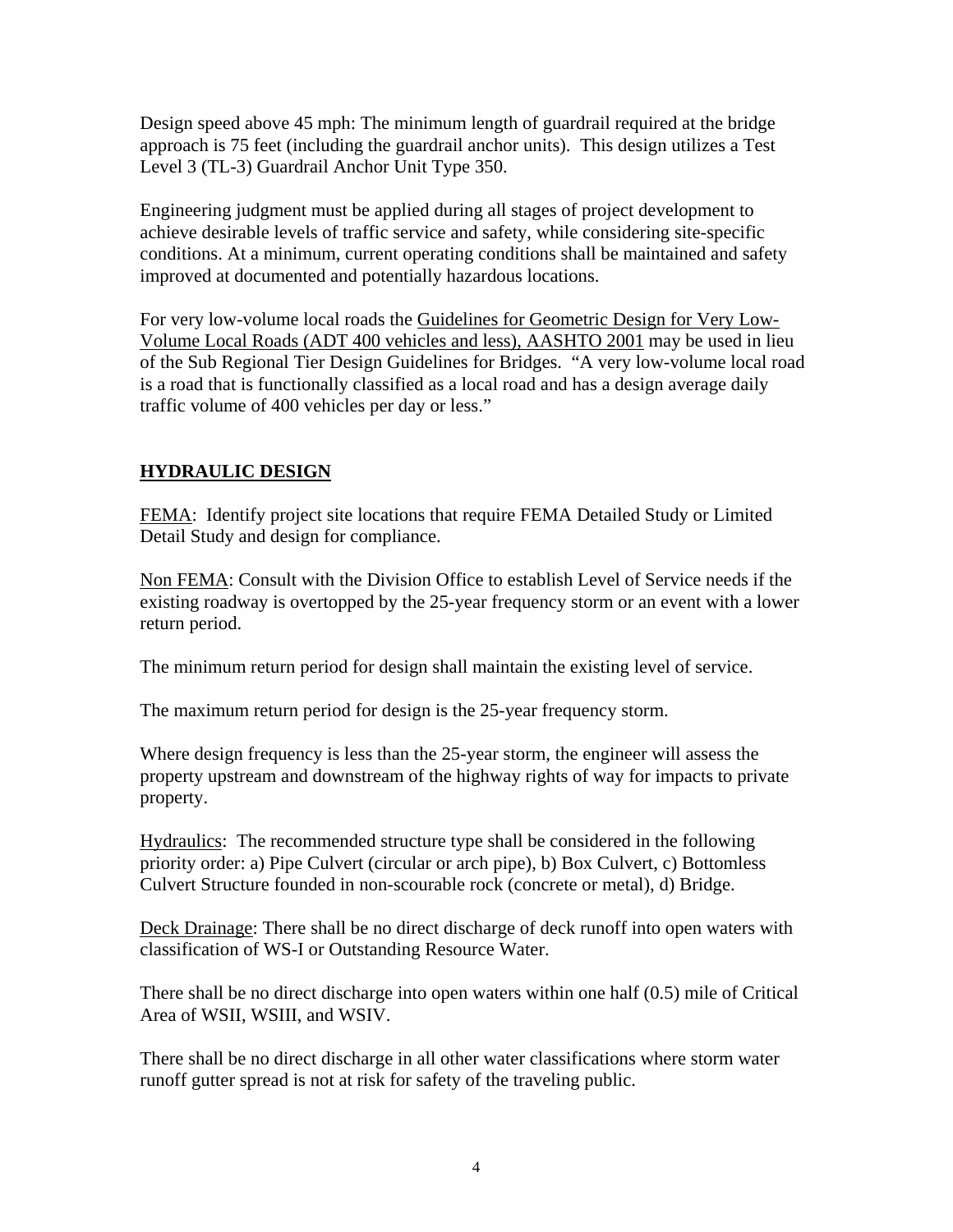Design speed above 45 mph: The minimum length of guardrail required at the bridge approach is 75 feet (including the guardrail anchor units). This design utilizes a Test Level 3 (TL-3) Guardrail Anchor Unit Type 350.

Engineering judgment must be applied during all stages of project development to achieve desirable levels of traffic service and safety, while considering site-specific conditions. At a minimum, current operating conditions shall be maintained and safety improved at documented and potentially hazardous locations.

For very low-volume local roads the Guidelines for Geometric Design for Very Low-Volume Local Roads (ADT 400 vehicles and less), AASHTO 2001 may be used in lieu of the Sub Regional Tier Design Guidelines for Bridges. "A very low-volume local road is a road that is functionally classified as a local road and has a design average daily traffic volume of 400 vehicles per day or less."

## HYDRAULIC DESIGN

FEMA: Identify project site locations that require FEMA Detailed Study or Limited Detail Study and design for compliance.

Non FEMA: Consult with the Division Office to establish Level of Service needs if the existing roadway is overtopped by the 25-year frequency storm or an event with a lower return period.

The minimum return period for design shall maintain the existing level of service.

The maximum return period for design is the 25-year frequency storm.

Where design frequency is less than the 25-year storm, the engineer will assess the property upstream and downstream of the highway rights of way for impacts to private property.

Hydraulics: The recommended structure type shall be considered in the following priority order: a) Pipe Culvert (circular or arch pipe), b) Box Culvert, c) Bottomless Culvert Structure founded in non-scourable rock (concrete or metal), d) Bridge.

Deck Drainage: There shall be no direct discharge of deck runoff into open waters with classification of WS-I or Outstanding Resource Water.

There shall be no direct discharge into open waters within one half (0.5) mile of Critical Area of WSII, WSIII, and WSIV.

There shall be no direct discharge in all other water classifications where storm water runoff gutter spread is not at risk for safety of the traveling public.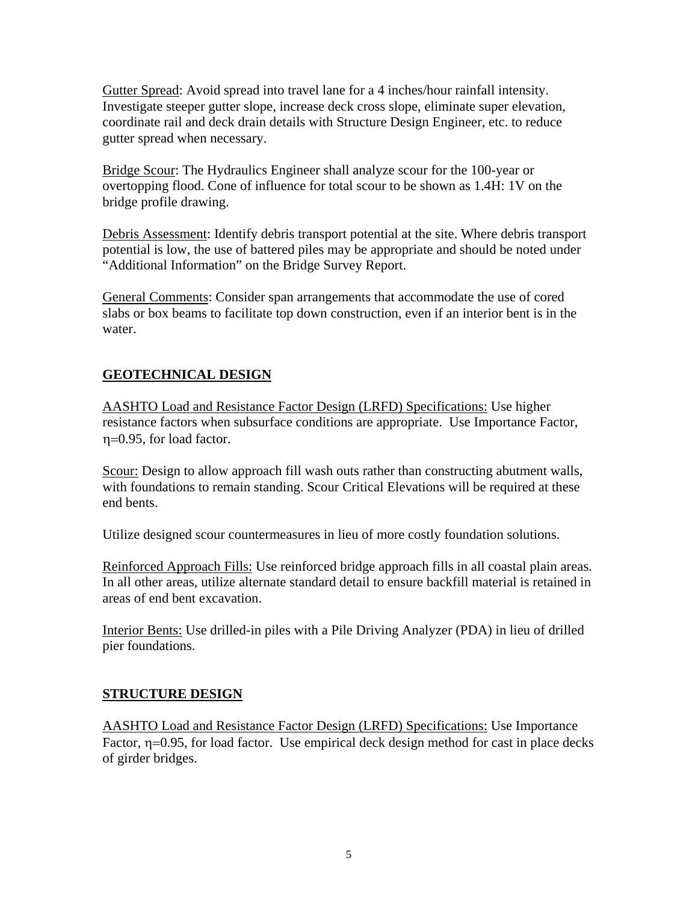Gutter Spread: Avoid spread into travel lane for a 4 inches/hour rainfall intensity. Investigate steeper gutter slope, increase deck cross slope, eliminate super elevation, coordinate rail and deck drain details with Structure Design Engineer, etc. to reduce gutter spread when necessary.

Bridge Scour: The Hydraulics Engineer shall analyze scour for the 100-year or overtopping flood. Cone of influence for total scour to be shown as 1.4H: 1V on the bridge profile drawing.

Debris Assessment: Identify debris transport potential at the site. Where debris transport potential is low, the use of battered piles may be appropriate and should be noted under "Additional Information" on the Bridge Survey Report.

General Comments: Consider span arrangements that accommodate the use of cored slabs or box beams to facilitate top down construction, even if an interior bent is in the water.

## GEOTECHNICAL DESIGN

AASHTO Load and Resistance Factor Design (LRFD) Specifications: Use higher resistance factors when subsurface conditions are appropriate. Use Importance Factor, $\eta$=0.95, for load factor.

Scour: Design to allow approach fill wash outs rather than constructing abutment walls, with foundations to remain standing. Scour Critical Elevations will be required at these end bents.

Utilize designed scour countermeasures in lieu of more costly foundation solutions.

Reinforced Approach Fills: Use reinforced bridge approach fills in all coastal plain areas. In all other areas, utilize alternate standard detail to ensure backfill material is retained in areas of end bent excavation.

Interior Bents: Use drilled-in piles with a Pile Driving Analyzer (PDA) in lieu of drilled pier foundations.

## STRUCTURE DESIGN

AASHTO Load and Resistance Factor Design (LRFD) Specifications: Use Importance Factor, $\eta$=0.95, for load factor. Use empirical deck design method for cast in place decks of girder bridges.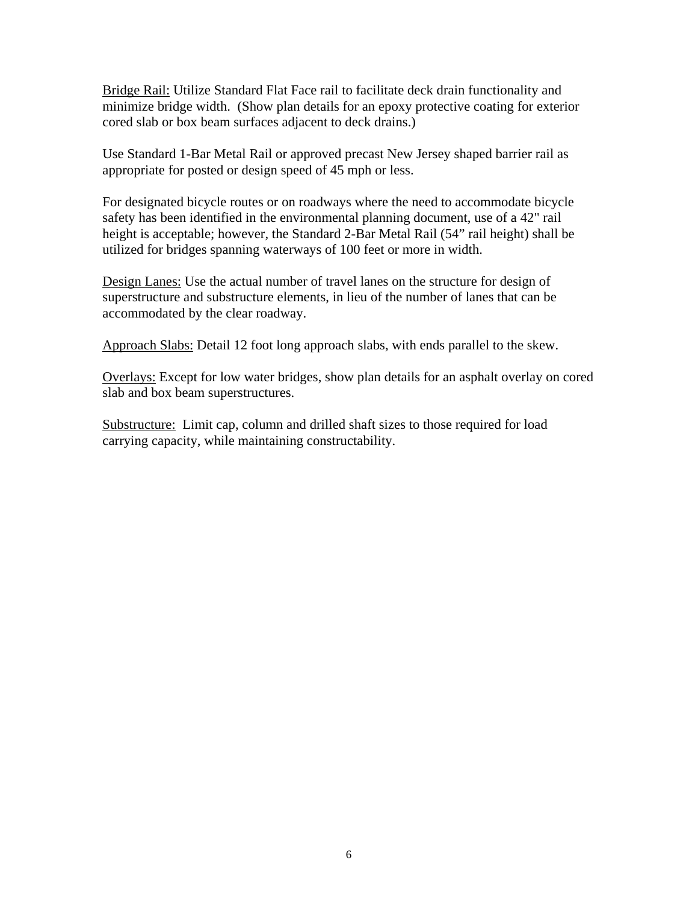Bridge Rail: Utilize Standard Flat Face rail to facilitate deck drain functionality and minimize bridge width. (Show plan details for an epoxy protective coating for exterior cored slab or box beam surfaces adjacent to deck drains.)

Use Standard 1-Bar Metal Rail or approved precast New Jersey shaped barrier rail as appropriate for posted or design speed of 45 mph or less.

For designated bicycle routes or on roadways where the need to accommodate bicycle safety has been identified in the environmental planning document, use of a 42" rail height is acceptable; however, the Standard 2-Bar Metal Rail (54" rail height) shall be utilized for bridges spanning waterways of 100 feet or more in width.

Design Lanes: Use the actual number of travel lanes on the structure for design of superstructure and substructure elements, in lieu of the number of lanes that can be accommodated by the clear roadway.

Approach Slabs: Detail 12 foot long approach slabs, with ends parallel to the skew.

Overlays: Except for low water bridges, show plan details for an asphalt overlay on cored slab and box beam superstructures.

Substructure: Limit cap, column and drilled shaft sizes to those required for load carrying capacity, while maintaining constructability.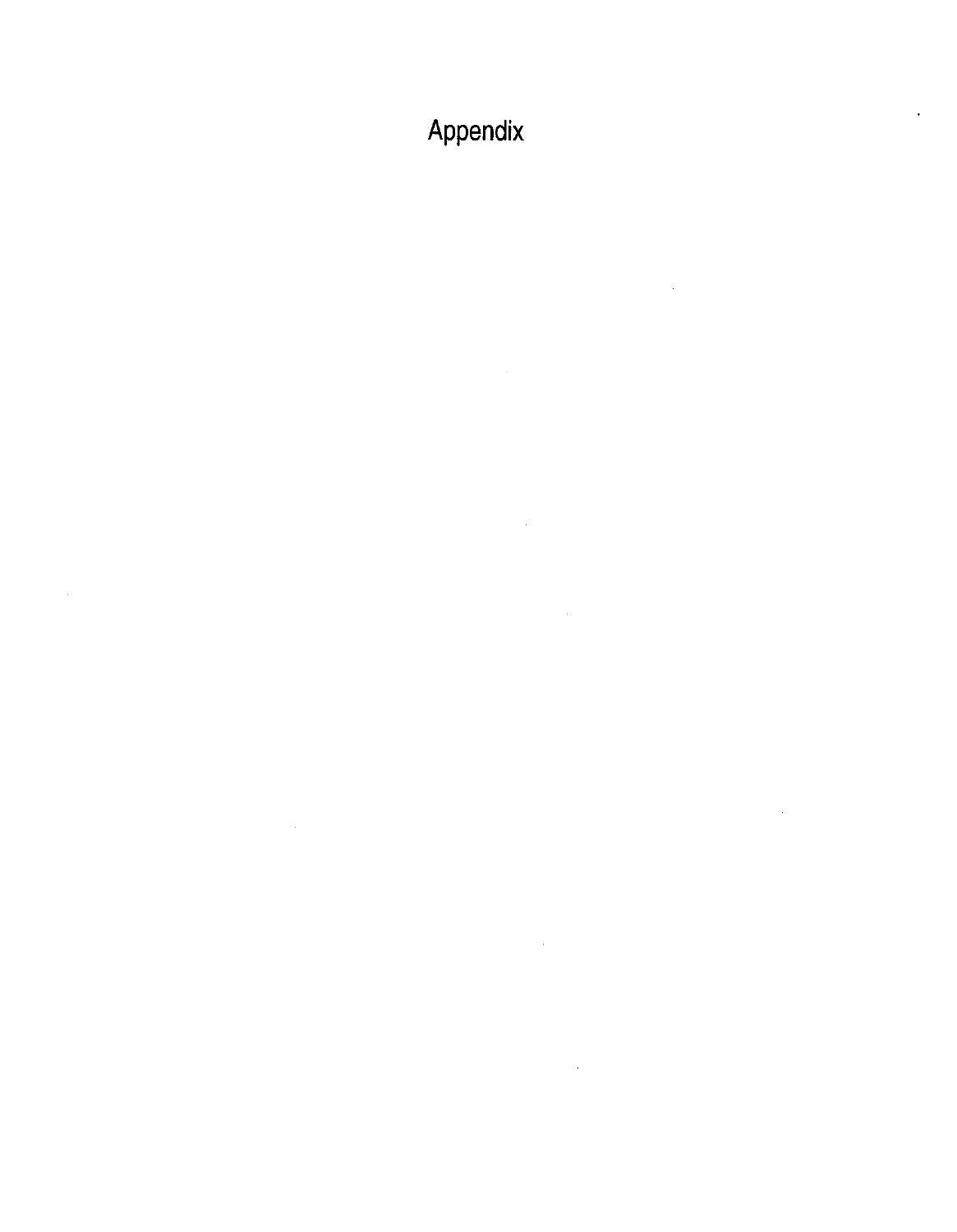# Appendix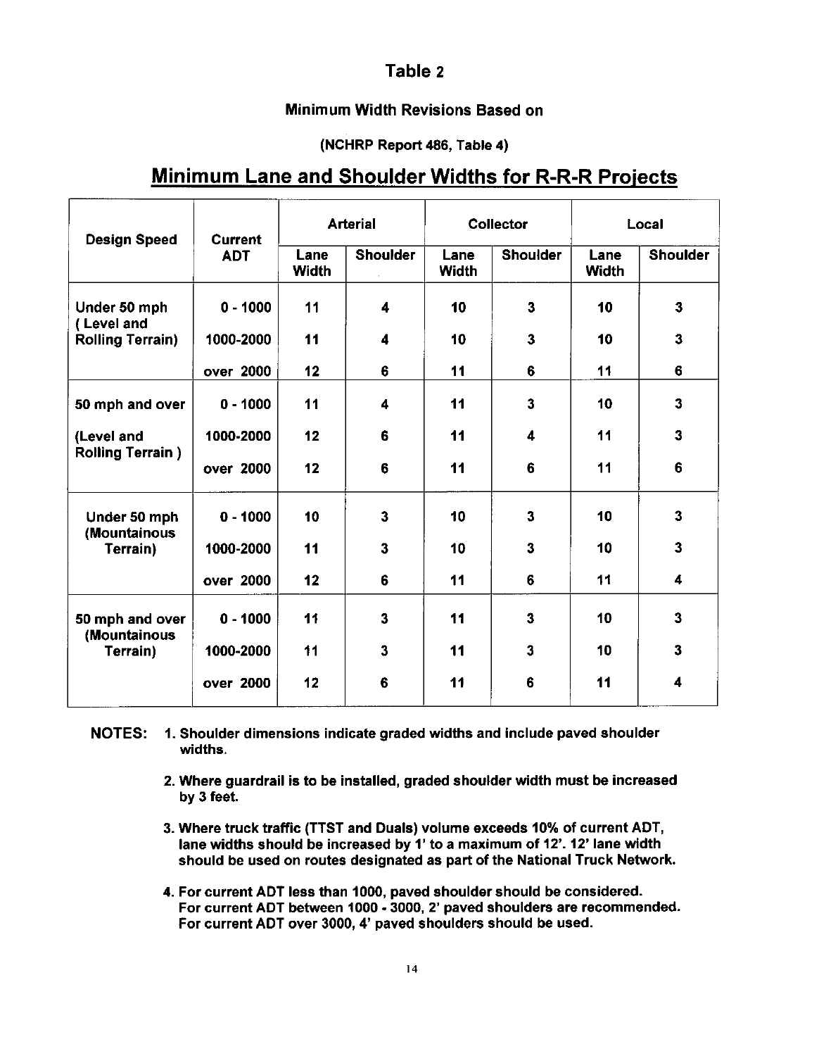# Table 2

### Minimum Width Revisions Based on

### (NCHRP Report 486, Table 4)

## Minimum Lane and Shoulder Widths for R-R-R Projects

| Design Speed | Current ADT | Arterial | | Collector | | Local | |
|---|---|---|---|---|---|---|---|
| | | Lane Width | Shoulder | Lane Width | Shoulder | Lane Width | Shoulder |
| Under 50 mph (Level and Rolling Terrain) | 0 - 1000 | 11 | 4 | 10 | 3 | 10 | 3 |
| | 1000-2000 | 11 | 4 | 10 | 3 | 10 | 3 |
| | over 2000 | 12 | 6 | 11 | 6 | 11 | 6 |
| 50 mph and over (Level and Rolling Terrain ) | 0 - 1000 | 11 | 4 | 11 | 3 | 10 | 3 |
| | 1000-2000 | 12 | 6 | 11 | 4 | 11 | 3 |
| | over 2000 | 12 | 6 | 11 | 6 | 11 | 6 |
| Under 50 mph (Mountainous Terrain) | 0 - 1000 | 10 | 3 | 10 | 3 | 10 | 3 |
| | 1000-2000 | 11 | 3 | 10 | 3 | 10 | 3 |
| | over 2000 | 12 | 6 | 11 | 6 | 11 | 4 |
| 50 mph and over (Mountainous Terrain) | 0 - 1000 | 11 | 3 | 11 | 3 | 10 | 3 |
| | 1000-2000 | 11 | 3 | 11 | 3 | 10 | 3 |
| | over 2000 | 12 | 6 | 11 | 6 | 11 | 4 |

**NOTES:**

1. Shoulder dimensions indicate graded widths and include paved shoulder widths.
2. Where guardrail is to be installed, graded shoulder width must be increased by 3 feet.
3. Where truck traffic (TTST and Duals) volume exceeds 10% of current ADT, lane widths should be increased by 1' to a maximum of 12'. 12' lane width should be used on routes designated as part of the National Truck Network.
4. For current ADT less than 1000, paved shoulder should be considered. For current ADT between 1000 - 3000, 2' paved shoulders are recommended. For current ADT over 3000, 4' paved shoulders should be used.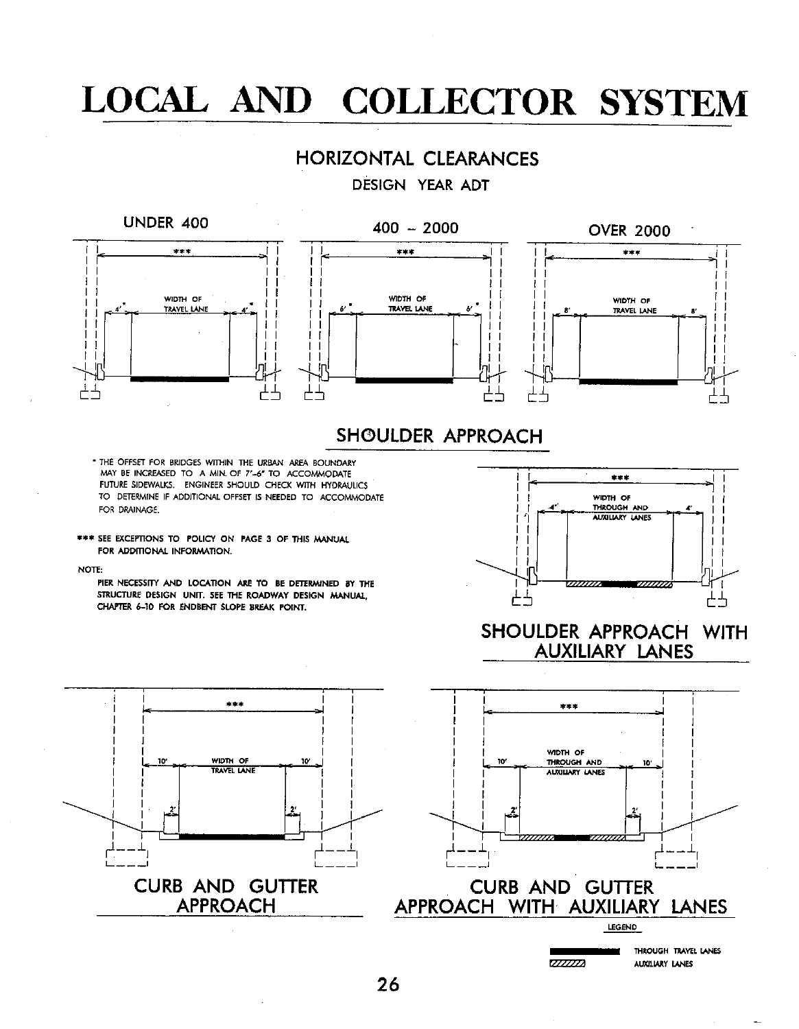# LOCAL AND COLLECTOR SYSTEM

## HORIZONTAL CLEARANCES

DESIGN YEAR ADT

UNDER 400

***

WIDTH OF TRAVEL LANE

4'* 4'*

400 – 2000

***

WIDTH OF TRAVEL LANE

6'* 6'*

OVER 2000

***

WIDTH OF TRAVEL LANE

8' 8'

## SHOULDER APPROACH

\* THE OFFSET FOR BRIDGES WITHIN THE URBAN AREA BOUNDARY MAY BE INCREASED TO A MIN. OF 7'-6" TO ACCOMMODATE FUTURE SIDEWALKS. ENGINEER SHOULD CHECK WITH HYDRAULICS TO DETERMINE IF ADDITIONAL OFFSET IS NEEDED TO ACCOMMODATE FOR DRAINAGE.

*** SEE EXCEPTIONS TO POLICY ON PAGE 3 OF THIS MANUAL FOR ADDITIONAL INFORMATION.

NOTE:

PIER NECESSITY AND LOCATION ARE TO BE DETERMINED BY THE STRUCTURE DESIGN UNIT. SEE THE ROADWAY DESIGN MANUAL, CHAPTER 6-10 FOR ENDBENT SLOPE BREAK POINT.

***

WIDTH OF THROUGH AND AUXILIARY LANES

4'* 4'

## SHOULDER APPROACH WITH AUXILIARY LANES

***

WIDTH OF TRAVEL LANE

10' 10'

2' 2'

## CURB AND GUTTER APPROACH

***

WIDTH OF THROUGH AND AUXILIARY LANES

10' 10'

2' 2'

## CURB AND GUTTER APPROACH WITH AUXILIARY LANES

LEGEND

THROUGH TRAVEL LANES

AUXILIARY LANES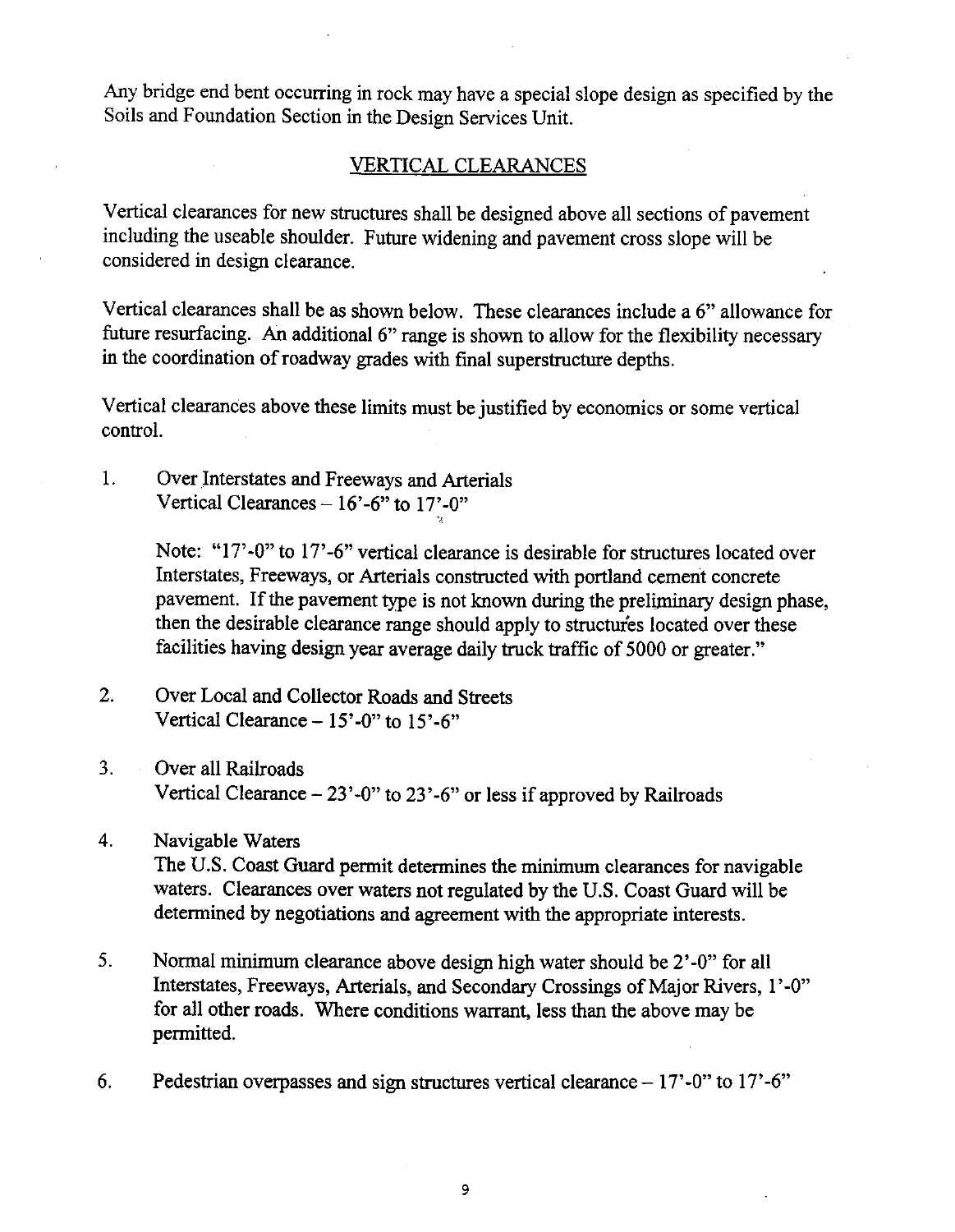Any bridge end bent occurring in rock may have a special slope design as specified by the Soils and Foundation Section in the Design Services Unit.

## VERTICAL CLEARANCES

Vertical clearances for new structures shall be designed above all sections of pavement including the useable shoulder. Future widening and pavement cross slope will be considered in design clearance.

Vertical clearances shall be as shown below. These clearances include a 6" allowance for future resurfacing. An additional 6" range is shown to allow for the flexibility necessary in the coordination of roadway grades with final superstructure depths.

Vertical clearances above these limits must be justified by economics or some vertical control.

1. Over Interstates and Freeways and Arterials
   Vertical Clearances – 16'-6" to 17'-0"

   Note: "17'-0" to 17'-6" vertical clearance is desirable for structures located over Interstates, Freeways, or Arterials constructed with portland cement concrete pavement. If the pavement type is not known during the preliminary design phase, then the desirable clearance range should apply to structures located over these facilities having design year average daily truck traffic of 5000 or greater."

2. Over Local and Collector Roads and Streets
   Vertical Clearance – 15'-0" to 15'-6"

3. Over all Railroads
   Vertical Clearance – 23'-0" to 23'-6" or less if approved by Railroads

4. Navigable Waters
   The U.S. Coast Guard permit determines the minimum clearances for navigable waters. Clearances over waters not regulated by the U.S. Coast Guard will be determined by negotiations and agreement with the appropriate interests.

5. Normal minimum clearance above design high water should be 2'-0" for all Interstates, Freeways, Arterials, and Secondary Crossings of Major Rivers, 1'-0" for all other roads. Where conditions warrant, less than the above may be permitted.

6. Pedestrian overpasses and sign structures vertical clearance – 17'-0" to 17'-6"